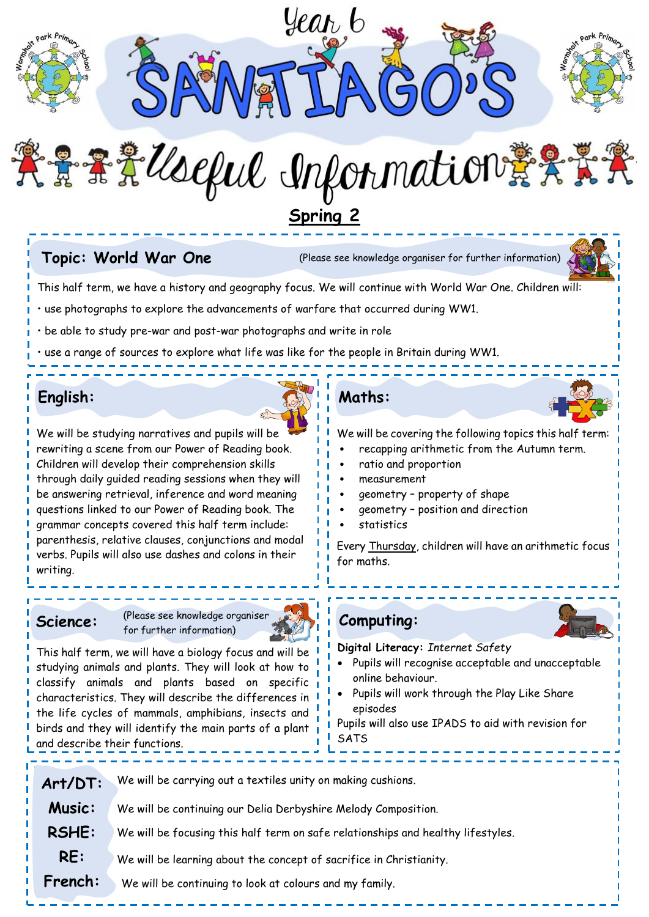# Year 6 SANTIAGO'S Useful Information

## Spring 2

## Topic: World War One

(Please see knowledge organiser for further information)

This half term, we have a history and geography focus. We will continue with World War One. Children will:

- use photographs to explore the advancements of warfare that occurred during WW1.
- be able to study pre-war and post-war photographs and write in role
- use a range of sources to explore what life was like for the people in Britain during WW1.

## English:

We will be studying narratives and pupils will be rewriting a scene from our Power of Reading book. Children will develop their comprehension skills through daily guided reading sessions when they will be answering retrieval, inference and word meaning questions linked to our Power of Reading book. The grammar concepts covered this half term include: parenthesis, relative clauses, conjunctions and modal verbs. Pupils will also use dashes and colons in their writing.

## Maths:

We will be covering the following topics this half term:

- recapping arithmetic from the Autumn term.
- ratio and proportion
- measurement
- geometry – property of shape
- geometry – position and direction
- statistics

Every Thursday, children will have an arithmetic focus for maths.

## Science:

(Please see knowledge organiser for further information)

This half term, we will have a biology focus and will be studying animals and plants. They will look at how to classify animals and plants based on specific characteristics. They will describe the differences in the life cycles of mammals, amphibians, insects and birds and they will identify the main parts of a plant and describe their functions.

## Computing:

**Digital Literacy:** *Internet Safety*

- Pupils will recognise acceptable and unacceptable online behaviour.
- Pupils will work through the Play Like Share episodes

Pupils will also use IPADS to aid with revision for SATS

**Art/DT:** We will be carrying out a textiles unity on making cushions.

**Music:** We will be continuing our Delia Derbyshire Melody Composition.

**RSHE:** We will be focusing this half term on safe relationships and healthy lifestyles.

**RE:** We will be learning about the concept of sacrifice in Christianity.

**French:** We will be continuing to look at colours and my family.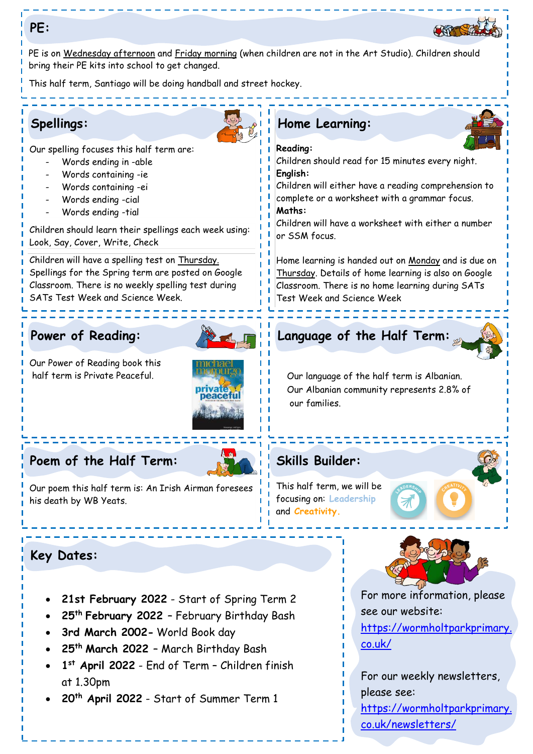## PE:

PE is on Wednesday afternoon and Friday morning (when children are not in the Art Studio). Children should bring their PE kits into school to get changed.

This half term, Santiago will be doing handball and street hockey.

## Spellings:

Our spelling focuses this half term are:

- Words ending in -able
- Words containing -ie
- Words containing -ei
- Words ending -cial
- Words ending -tial

Children should learn their spellings each week using: Look, Say, Cover, Write, Check

Children will have a spelling test on Thursday. Spellings for the Spring term are posted on Google Classroom. There is no weekly spelling test during SATs Test Week and Science Week.

## Home Learning:

**Reading:**
Children should read for 15 minutes every night.

**English:**
Children will either have a reading comprehension to complete or a worksheet with a grammar focus.

**Maths:**
Children will have a worksheet with either a number or SSM focus.

Home learning is handed out on Monday and is due on Thursday. Details of home learning is also on Google Classroom. There is no home learning during SATs Test Week and Science Week

## Power of Reading:

Our Power of Reading book this half term is Private Peaceful.

## Language of the Half Term:

Our language of the half term is Albanian. Our Albanian community represents 2.8% of our families.

## Poem of the Half Term:

Our poem this half term is: An Irish Airman foresees his death by WB Yeats.

## Skills Builder:

This half term, we will be focusing on: Leadership and Creativity.

## Key Dates:

- **21st February 2022** - Start of Spring Term 2
- **25th February 2022** – February Birthday Bash
- **3rd March 2002-** World Book day
- **25th March 2022** – March Birthday Bash
- **1st April 2022** - End of Term – Children finish at 1.30pm
- **20th April 2022** - Start of Summer Term 1

For more information, please see our website: https://wormholtparkprimary.co.uk/

For our weekly newsletters, please see: https://wormholtparkprimary.co.uk/newsletters/